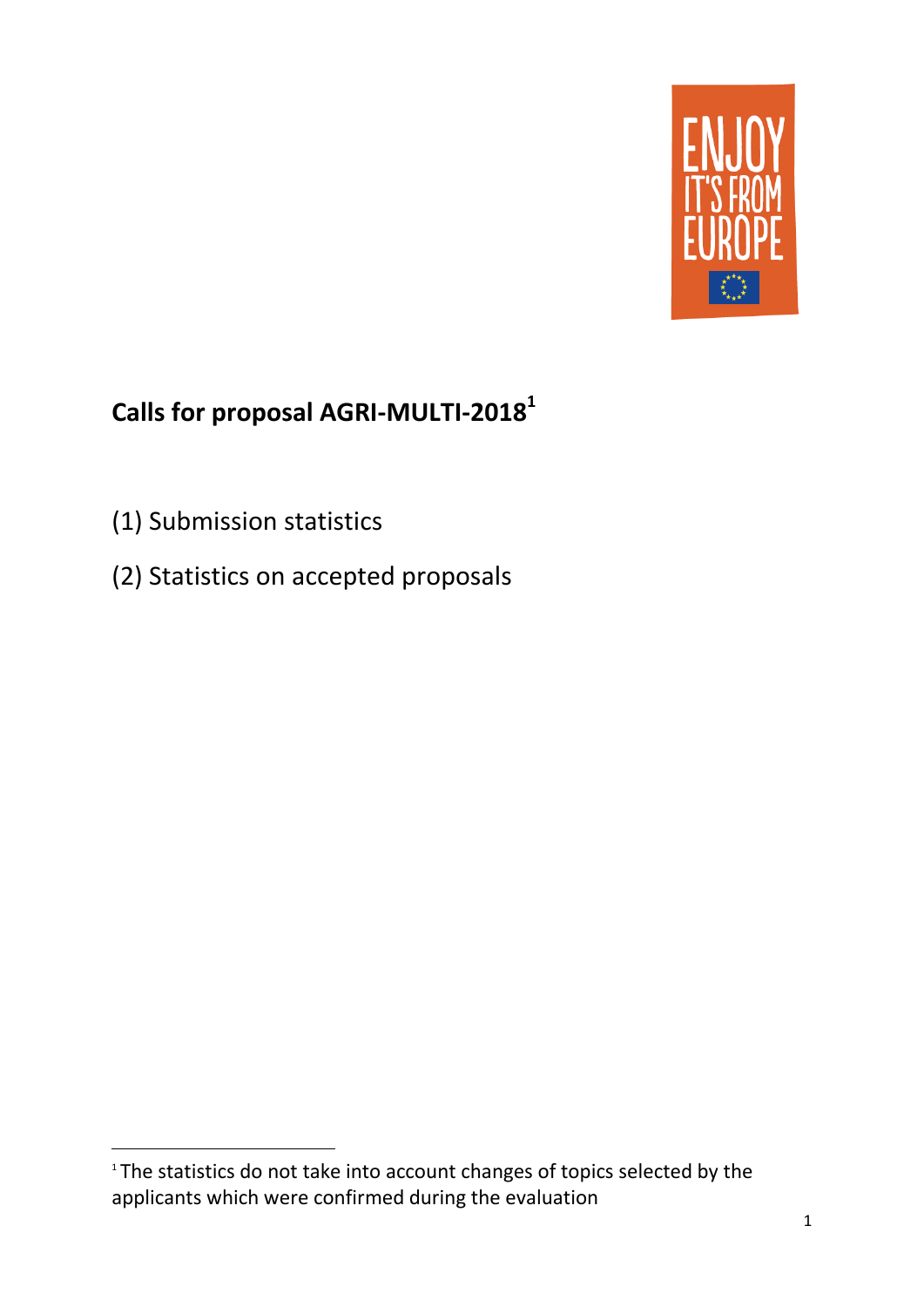# Calls for proposal AGRI-MULTI-2018[1]

(1) Submission statistics

(2) Statistics on accepted proposals

[1] The statistics do not take into account changes of topics selected by the applicants which were confirmed during the evaluation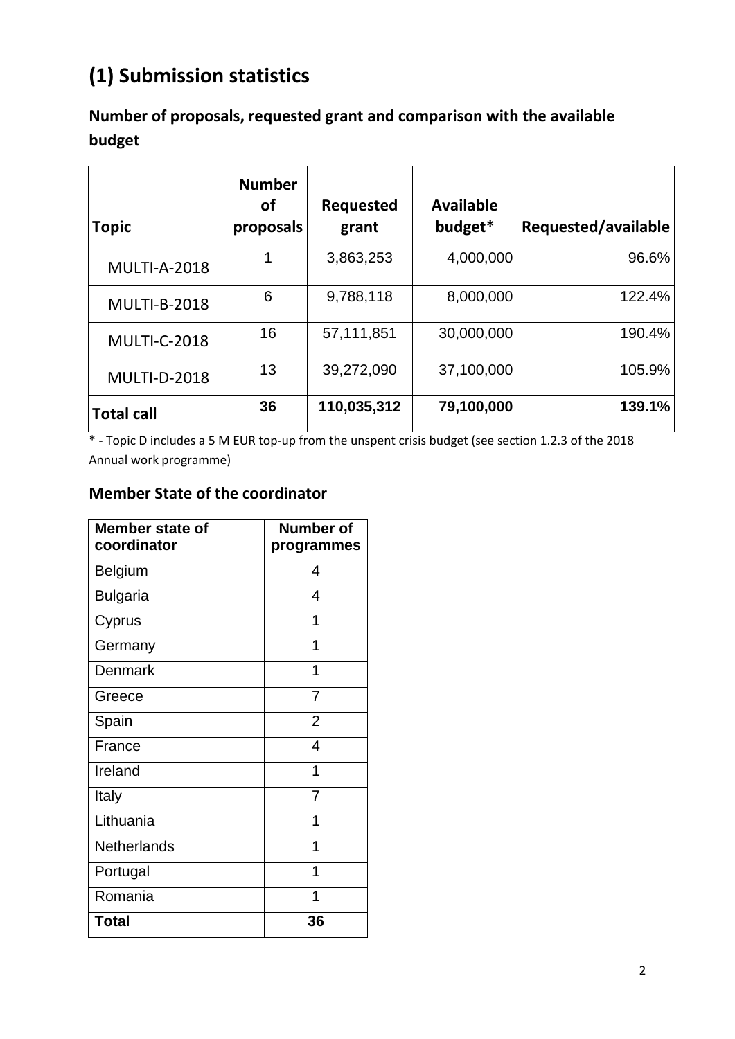# (1) Submission statistics

## Number of proposals, requested grant and comparison with the available budget

| Topic | Number of proposals | Requested grant | Available budget* | Requested/available |
|---|---|---|---|---|
| MULTI-A-2018 | 1 | 3,863,253 | 4,000,000 | 96.6% |
| MULTI-B-2018 | 6 | 9,788,118 | 8,000,000 | 122.4% |
| MULTI-C-2018 | 16 | 57,111,851 | 30,000,000 | 190.4% |
| MULTI-D-2018 | 13 | 39,272,090 | 37,100,000 | 105.9% |
| **Total call** | **36** | **110,035,312** | **79,100,000** | **139.1%** |

* - Topic D includes a 5 M EUR top-up from the unspent crisis budget (see section 1.2.3 of the 2018 Annual work programme)

## Member State of the coordinator

| Member state of coordinator | Number of programmes |
|---|---|
| Belgium | 4 |
| Bulgaria | 4 |
| Cyprus | 1 |
| Germany | 1 |
| Denmark | 1 |
| Greece | 7 |
| Spain | 2 |
| France | 4 |
| Ireland | 1 |
| Italy | 7 |
| Lithuania | 1 |
| Netherlands | 1 |
| Portugal | 1 |
| Romania | 1 |
| **Total** | **36** |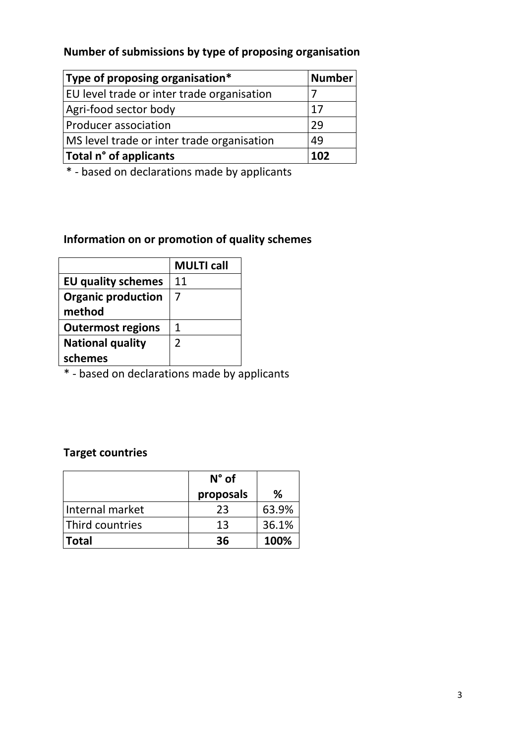**Number of submissions by type of proposing organisation**

| Type of proposing organisation* | Number |
|---|---|
| EU level trade or inter trade organisation | 7 |
| Agri-food sector body | 17 |
| Producer association | 29 |
| MS level trade or inter trade organisation | 49 |
| **Total n° of applicants** | **102** |

* - based on declarations made by applicants

**Information on or promotion of quality schemes**

| | MULTI call |
|---|---|
| **EU quality schemes** | 11 |
| **Organic production method** | 7 |
| **Outermost regions** | 1 |
| **National quality schemes** | 2 |

* - based on declarations made by applicants

**Target countries**

| | N° of proposals | % |
|---|---|---|
| Internal market | 23 | 63.9% |
| Third countries | 13 | 36.1% |
| **Total** | **36** | **100%** |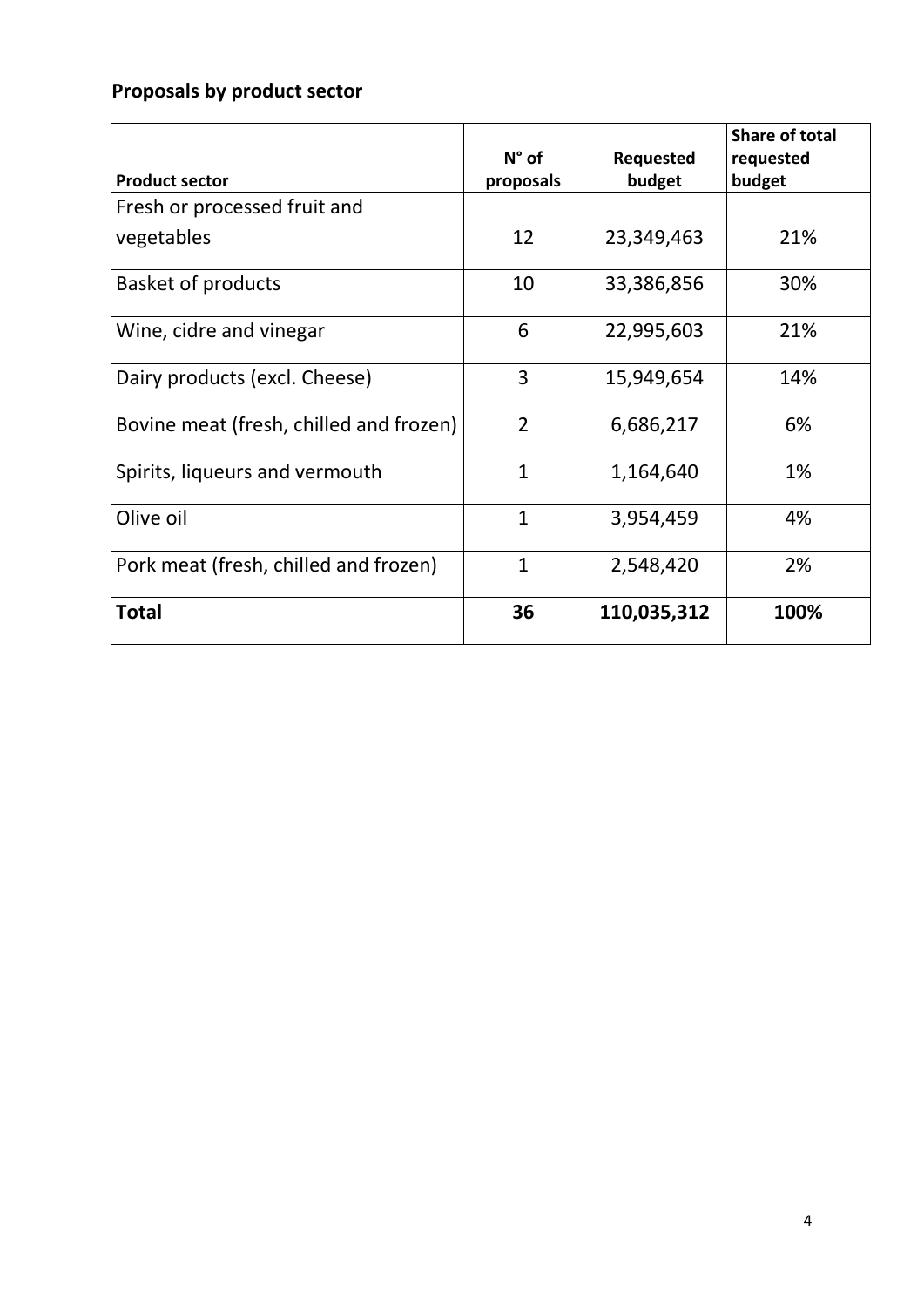## Proposals by product sector

| Product sector | N° of proposals | Requested budget | Share of total requested budget |
|---|---|---|---|
| Fresh or processed fruit and vegetables | 12 | 23,349,463 | 21% |
| Basket of products | 10 | 33,386,856 | 30% |
| Wine, cidre and vinegar | 6 | 22,995,603 | 21% |
| Dairy products (excl. Cheese) | 3 | 15,949,654 | 14% |
| Bovine meat (fresh, chilled and frozen) | 2 | 6,686,217 | 6% |
| Spirits, liqueurs and vermouth | 1 | 1,164,640 | 1% |
| Olive oil | 1 | 3,954,459 | 4% |
| Pork meat (fresh, chilled and frozen) | 1 | 2,548,420 | 2% |
| **Total** | **36** | **110,035,312** | **100%** |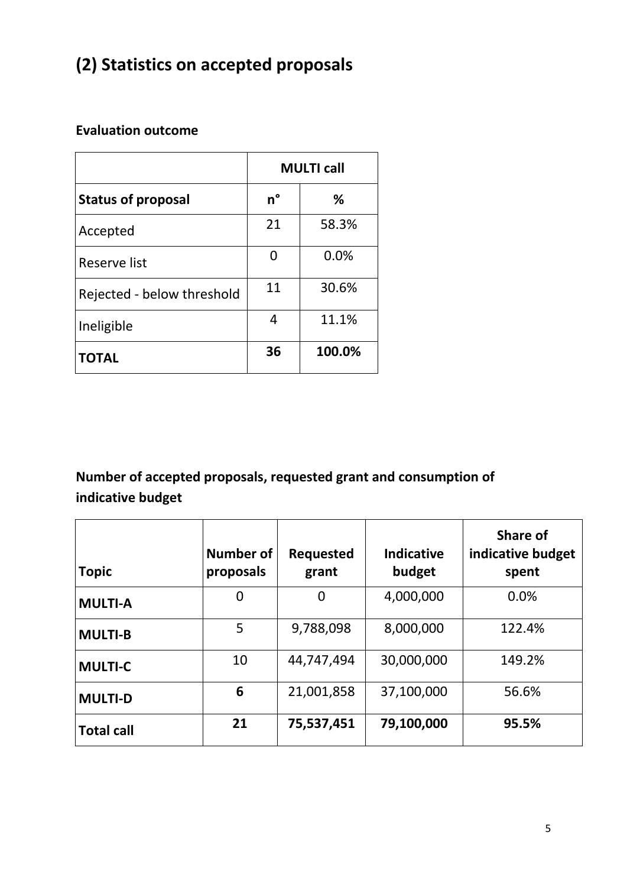# (2) Statistics on accepted proposals

**Evaluation outcome**

| | MULTI call | |
|---|---|---|
| **Status of proposal** | **n°** | **%** |
| Accepted | 21 | 58.3% |
| Reserve list | 0 | 0.0% |
| Rejected - below threshold | 11 | 30.6% |
| Ineligible | 4 | 11.1% |
| **TOTAL** | **36** | **100.0%** |

**Number of accepted proposals, requested grant and consumption of indicative budget**

| Topic | Number of proposals | Requested grant | Indicative budget | Share of indicative budget spent |
|---|---|---|---|---|
| **MULTI-A** | 0 | 0 | 4,000,000 | 0.0% |
| **MULTI-B** | 5 | 9,788,098 | 8,000,000 | 122.4% |
| **MULTI-C** | 10 | 44,747,494 | 30,000,000 | 149.2% |
| **MULTI-D** | **6** | 21,001,858 | 37,100,000 | 56.6% |
| **Total call** | **21** | **75,537,451** | **79,100,000** | **95.5%** |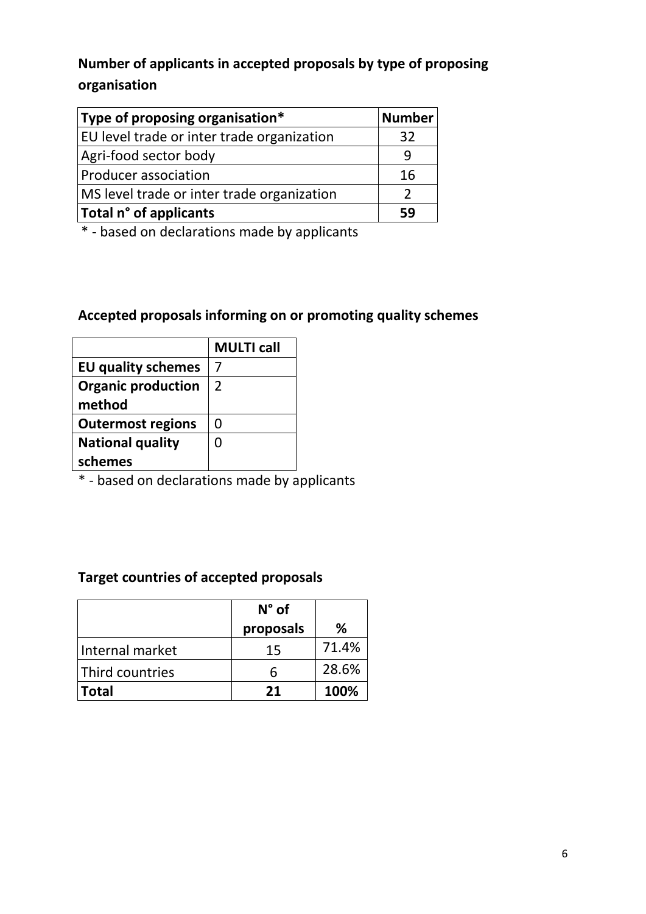## Number of applicants in accepted proposals by type of proposing organisation

| Type of proposing organisation* | Number |
|---|---|
| EU level trade or inter trade organization | 32 |
| Agri-food sector body | 9 |
| Producer association | 16 |
| MS level trade or inter trade organization | 2 |
| **Total n° of applicants** | **59** |

* - based on declarations made by applicants

## Accepted proposals informing on or promoting quality schemes

| | MULTI call |
|---|---|
| **EU quality schemes** | 7 |
| **Organic production method** | 2 |
| **Outermost regions** | 0 |
| **National quality schemes** | 0 |

* - based on declarations made by applicants

## Target countries of accepted proposals

| | N° of proposals | % |
|---|---|---|
| Internal market | 15 | 71.4% |
| Third countries | 6 | 28.6% |
| **Total** | **21** | **100%** |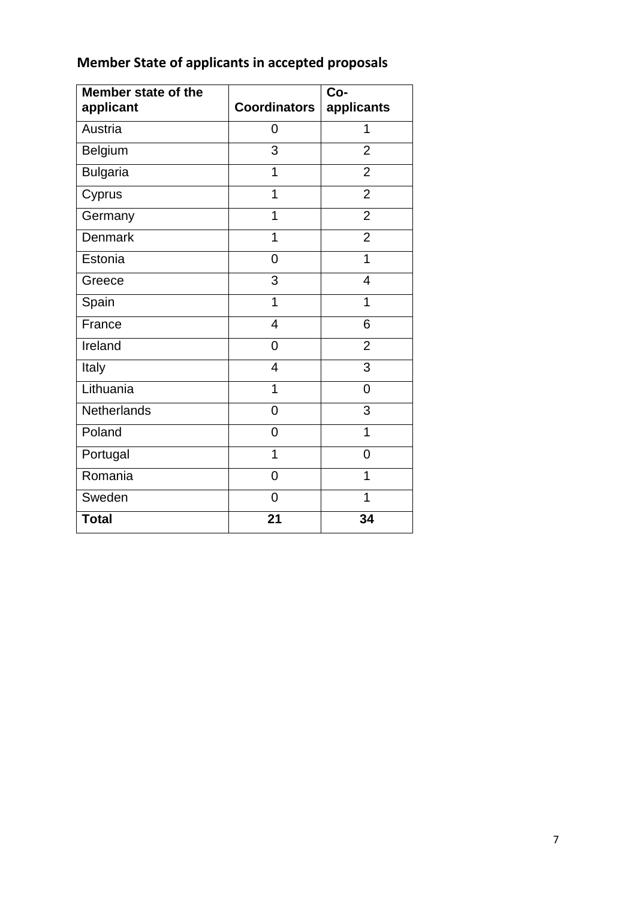## Member State of applicants in accepted proposals

| Member state of the applicant | Coordinators | Co-applicants |
|---|---|---|
| Austria | 0 | 1 |
| Belgium | 3 | 2 |
| Bulgaria | 1 | 2 |
| Cyprus | 1 | 2 |
| Germany | 1 | 2 |
| Denmark | 1 | 2 |
| Estonia | 0 | 1 |
| Greece | 3 | 4 |
| Spain | 1 | 1 |
| France | 4 | 6 |
| Ireland | 0 | 2 |
| Italy | 4 | 3 |
| Lithuania | 1 | 0 |
| Netherlands | 0 | 3 |
| Poland | 0 | 1 |
| Portugal | 1 | 0 |
| Romania | 0 | 1 |
| Sweden | 0 | 1 |
| **Total** | **21** | **34** |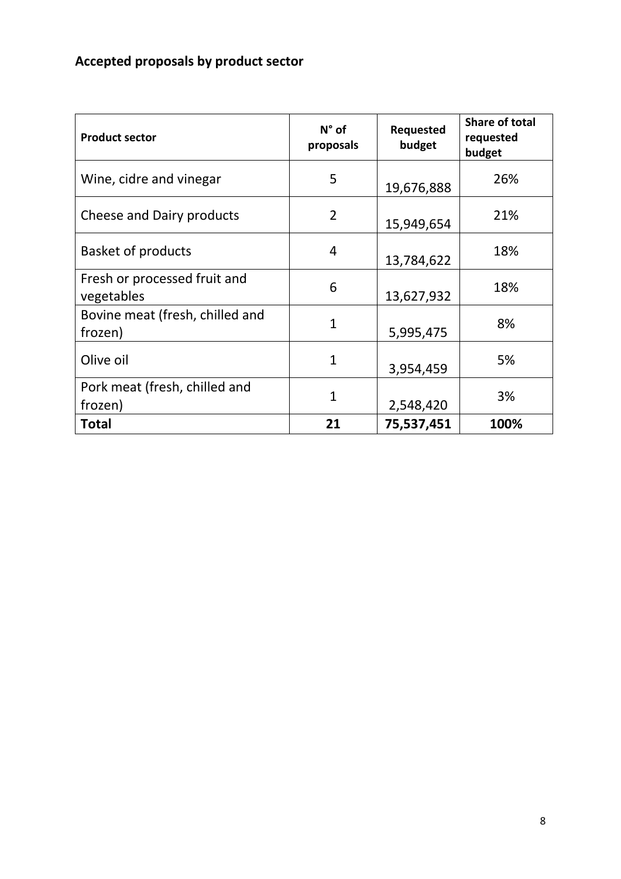## Accepted proposals by product sector

| Product sector | N° of proposals | Requested budget | Share of total requested budget |
|---|---|---|---|
| Wine, cidre and vinegar | 5 | 19,676,888 | 26% |
| Cheese and Dairy products | 2 | 15,949,654 | 21% |
| Basket of products | 4 | 13,784,622 | 18% |
| Fresh or processed fruit and vegetables | 6 | 13,627,932 | 18% |
| Bovine meat (fresh, chilled and frozen) | 1 | 5,995,475 | 8% |
| Olive oil | 1 | 3,954,459 | 5% |
| Pork meat (fresh, chilled and frozen) | 1 | 2,548,420 | 3% |
| **Total** | **21** | **75,537,451** | **100%** |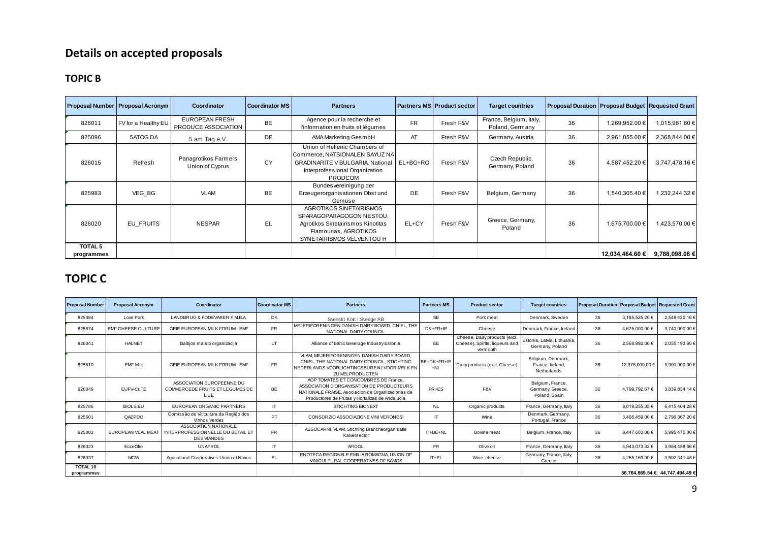## Details on accepted proposals

### TOPIC B

| Proposal Number | Proposal Acronym | Coordinator | Coordinator MS | Partners | Partners MS | Product sector | Target countries | Proposal Duration | Proposal Budget | Requested Grant |
|---|---|---|---|---|---|---|---|---|---|---|
| 826011 | FV for a Healthy EU | EUROPEAN FRESH PRODUCE ASSOCIATION | BE | Agence pour la recherche et l'information en fruits et légumes | FR | Fresh F&V | France, Belgium, Italy, Poland, Germany | 36 | 1,269,952.00 € | 1,015,961.60 € |
| 825096 | 5ATOG DA | 5 am Tag e.V. | DE | AMA Marketing GesmbH | AT | Fresh F&V | Germany, Austria | 36 | 2,961,055.00 € | 2,368,844.00 € |
| 826015 | Refresh | Panagrotikos Farmers Union of Cyprus | CY | Union of Hellenic Chambers of Commerce, NATSIONALEN SAYUZ NA GRADINARITE V BULGARIA, National Interprofessional Organization PRODCOM | EL+BG+RO | Fresh F&V | Czech Republic, Germany, Poland | 36 | 4,587,452.20 € | 3,747,478.16 € |
| 825983 | VEG_BG | VLAM | BE | Bundesvereinigung der Erzeugerorganisationen Obst und Gemüse | DE | Fresh F&V | Belgium, Germany | 36 | 1,540,305.40 € | 1,232,244.32 € |
| 826020 | EU_FRUITS | NESPAR | EL | AGROTIKOS SINETAIRISMOS SPARAGOPARAGOGON NESTOU, Agrotikos Sinetairismos Kinotitas Flamourias, AGROTIKOS SYNETAIRISMOS VELVENTOU H | EL+CY | Fresh F&V | Greece, Germany, Poland | 36 | 1,675,700.00 € | 1,423,570.00 € |
| TOTAL 5 programmes | | | | | | | | | 12,034,464.60 € | 9,788,098.08 € |

## TOPIC C

| Proposal Number | Proposal Acronym | Coordinator | Coordinator MS | Partners | Partners MS | Product sector | Target countries | Proposal Duration | Porposal Budget | Requested Grant |
|---|---|---|---|---|---|---|---|---|---|---|
| 825384 | Love Pork | LANDBRUG & FODEVARER F.M.B.A. | DK | Svenskt Kött i Sverige AB | SE | Pork meat | Denmark, Sweden | 36 | 3,185,525.20 € | 2,548,420.16 € |
| 825674 | EMF CHEESE CULTURE | GEIE EUROPEAN MILK FORUM - EMF | FR | MEJERIFORENINGEN DANISH DAIRY BOARD, CNIEL, THE NATIONAL DAIRY COUNCIL | DK+FR+IE | Cheese | Denmark, France, Ireland | 36 | 4,675,000.00 € | 3,740,000.00 € |
| 826041 | HALNET | Baltijos maisto organizacija | LT | Alliance of Baltic Beverage Industry Estonia | EE | Cheese, Dairy products (excl. Cheese), Spirits, liqueurs and vermouth | Estonia, Latvia, Lithuania, Germany, Poland | 36 | 2,568,992.00 € | 2,055,193.60 € |
| 825810 | EMF Milk | GEIE EUROPEAN MILK FORUM - EMF | FR | VLAM, MEJERIFORENINGEN DANISH DAIRY BOARD, CNIEL, THE NATIONAL DAIRY COUNCIL, STICHTING NEDERLANDS VOORLICHTINGSBUREAU VOOR MELK EN ZUIVELPRODUCTEN | BE+DK+FR+IE+NL | Dairy products (excl. Cheese) | Belgium, Denmark, France, Ireland, Netherlands | 36 | 12,375,000.00 € | 9,900,000.00 € |
| 826049 | EUFV-CuTE | ASSOCIATION EUROPEENNE DU COMMERCEDE FRUITS ET LEGUMES DE L'UE | BE | AOP TOMATES ET CONCOMBRES DE France, ASSOCIATION D'ORGANISATION DE PRODUCTEURS NATIONALE FRAISE, Asociacion de Organizaciones de Productores de Frutas y Hortalizas de Andalucia | FR+ES | F&V | Belgium, France, Germany, Poland, Spain | 36 | 4,799,792.67 € | 3,839,834.14 € |
| 825786 | BIOLS.EU | EUROPEAN ORGANIC PARTNERS | IT | STICHTING BIONEXT | NL | Organic products | France, Germany, Italy | 36 | 8,019,255.35 € | 6,415,404.28 € |
| 825601 | QAEPDO | Comissão de Viticultura da Região dos Vinhos Verdes | PT | CONSORZIO ASSOCIAZIONE VINI VERONESI | IT | Wine | Denmark, Germany, Portugal, France | 36 | 3,495,459.00 € | 2,796,367.20 € |
| 825002 | EUROPEAN VEAL MEAT | ASSOCIATION NATIONALE INTERPROFESSIONNELLE DU BETAIL ET DES VIANDES | FR | ASSOCARNI, VLAM, Stichting Brancheorganisatie Kalversector | IT+BE+NL | Bovine meat | Belgium, France, Italy | 36 | 8,447,603.00 € | 5,995,475.00 € |
| 826023 | EcceOlio | UNAPROL | IT | AFIDOL | FR | Olive oil | France, Germany, Italy | 36 | 4,943,073.32 € | 3,954,458.66 € |
| 826037 | MCW | Agricultural Cooperatives Union of Naxos | EL | ENOTECA REGIONALE EMILIA ROMAGNA, UNION OF VINICULTURAL COOPERATIVES OF SAMOS | IT+EL | Wine, cheese | Germany, France, Italy, Greece | 36 | 4,255,169.00 € | 3,502,341.45 € |
| TOTAL 10 programmes | | | | | | | | | 56,764,869.54 € | 44,747,494.49 € |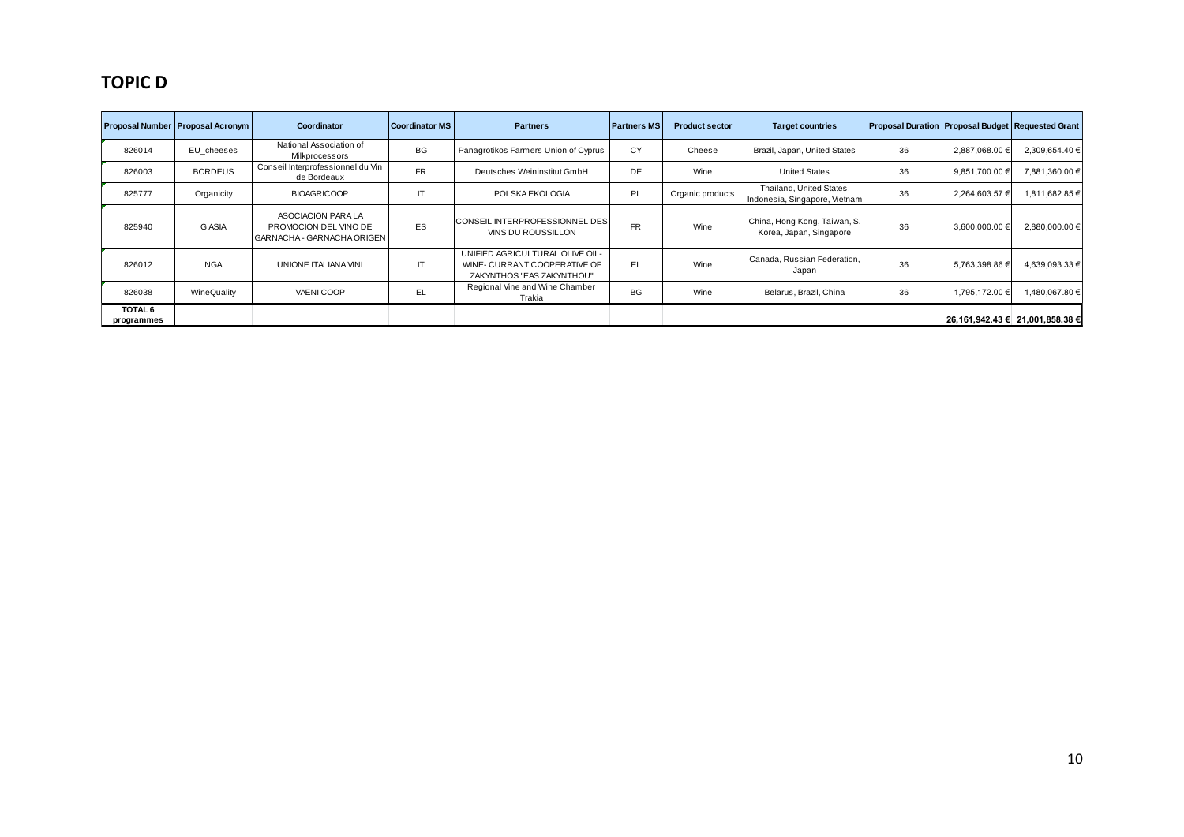## TOPIC D

| Proposal Number | Proposal Acronym | Coordinator | Coordinator MS | Partners | Partners MS | Product sector | Target countries | Proposal Duration | Proposal Budget | Requested Grant |
|---|---|---|---|---|---|---|---|---|---|---|
| 826014 | EU_cheeses | National Association of Milkprocessors | BG | Panagrotikos Farmers Union of Cyprus | CY | Cheese | Brazil, Japan, United States | 36 | 2,887,068.00 € | 2,309,654.40 € |
| 826003 | BORDEUS | Conseil Interprofessionnel du Vin de Bordeaux | FR | Deutsches Weininstitut GmbH | DE | Wine | United States | 36 | 9,851,700.00 € | 7,881,360.00 € |
| 825777 | Organicity | BIOAGRICOOP | IT | POLSKA EKOLOGIA | PL | Organic products | Thailand, United States, Indonesia, Singapore, Vietnam | 36 | 2,264,603.57 € | 1,811,682.85 € |
| 825940 | G ASIA | ASOCIACION PARA LA PROMOCION DEL VINO DE GARNACHA - GARNACHA ORIGEN | ES | CONSEIL INTERPROFESSIONNEL DES VINS DU ROUSSILLON | FR | Wine | China, Hong Kong, Taiwan, S. Korea, Japan, Singapore | 36 | 3,600,000.00 € | 2,880,000.00 € |
| 826012 | NGA | UNIONE ITALIANA VINI | IT | UNIFIED AGRICULTURAL OLIVE OIL-WINE- CURRANT COOPERATIVE OF ZAKYNTHOS "EAS ZAKYNTHOU" | EL | Wine | Canada, Russian Federation, Japan | 36 | 5,763,398.86 € | 4,639,093.33 € |
| 826038 | WineQuality | VAENI COOP | EL | Regional Vine and Wine Chamber Trakia | BG | Wine | Belarus, Brazil, China | 36 | 1,795,172.00 € | 1,480,067.80 € |
| TOTAL 6 programmes | | | | | | | | | 26,161,942.43 € | 21,001,858.38 € |